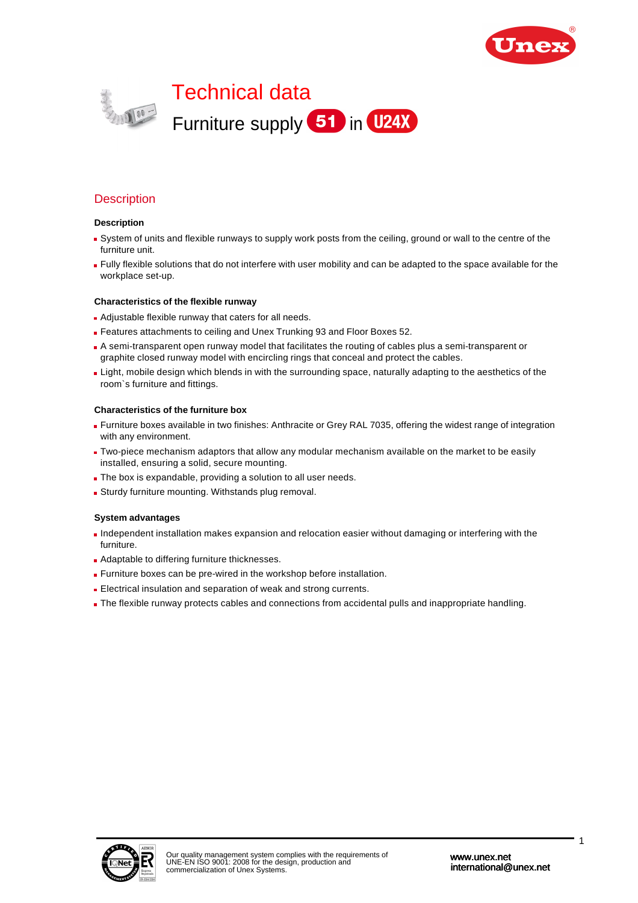# Technical data

## Furniture supply 51 in U24X

## Description

### Description

- System of units and flexible runways to supply work posts from the ceiling, ground or wall to the centre of the furniture unit.
- Fully flexible solutions that do not interfere with user mobility and can be adapted to the space available for the workplace set-up.

### Characteristics of the flexible runway

- Adjustable flexible runway that caters for all needs.
- Features attachments to ceiling and Unex Trunking 93 and Floor Boxes 52.
- A semi-transparent open runway model that facilitates the routing of cables plus a semi-transparent or graphite closed runway model with encircling rings that conceal and protect the cables.
- Light, mobile design which blends in with the surrounding space, naturally adapting to the aesthetics of the room`s furniture and fittings.

### Characteristics of the furniture box

- Furniture boxes available in two finishes: Anthracite or Grey RAL 7035, offering the widest range of integration with any environment.
- Two-piece mechanism adaptors that allow any modular mechanism available on the market to be easily installed, ensuring a solid, secure mounting.
- The box is expandable, providing a solution to all user needs.
- Sturdy furniture mounting. Withstands plug removal.

### System advantages

- Independent installation makes expansion and relocation easier without damaging or interfering with the furniture.
- Adaptable to differing furniture thicknesses.
- Furniture boxes can be pre-wired in the workshop before installation.
- Electrical insulation and separation of weak and strong currents.
- The flexible runway protects cables and connections from accidental pulls and inappropriate handling.

Our quality management system complies with the requirements of UNE-EN ISO 9001: 2008 for the design, production and commercialization of Unex Systems.

www.unex.net
international@unex.net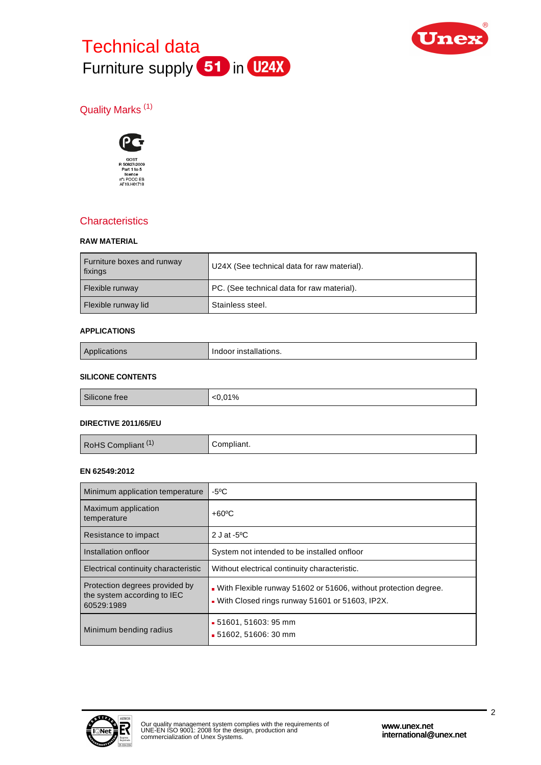# Technical data

Furniture supply 51 in U24X

## Quality Marks [1]

GOST
R 50827:2009
Part 1 to 5
licence
nº: POCC ES
AГ19.H01718

## Characteristics

### RAW MATERIAL

| | |
|---|---|
| Furniture boxes and runway fixings | U24X (See technical data for raw material). |
| Flexible runway | PC. (See technical data for raw material). |
| Flexible runway lid | Stainless steel. |

### APPLICATIONS

| | |
|---|---|
| Applications | Indoor installations. |

### SILICONE CONTENTS

| | |
|---|---|
| Silicone free | <0,01% |

### DIRECTIVE 2011/65/EU

| | |
|---|---|
| RoHS Compliant [1] | Compliant. |

### EN 62549:2012

| | |
|---|---|
| Minimum application temperature | -5ºC |
| Maximum application temperature | +60ºC |
| Resistance to impact | 2 J at -5ºC |
| Installation onfloor | System not intended to be installed onfloor |
| Electrical continuity characteristic | Without electrical continuity characteristic. |
| Protection degrees provided by the system according to IEC 60529:1989 | - With Flexible runway 51602 or 51606, without protection degree.<br>- With Closed rings runway 51601 or 51603, IP2X. |
| Minimum bending radius | - 51601, 51603: 95 mm<br>- 51602, 51606: 30 mm |

Our quality management system complies with the requirements of UNE-EN ISO 9001: 2008 for the design, production and commercialization of Unex Systems.

www.unex.net
international@unex.net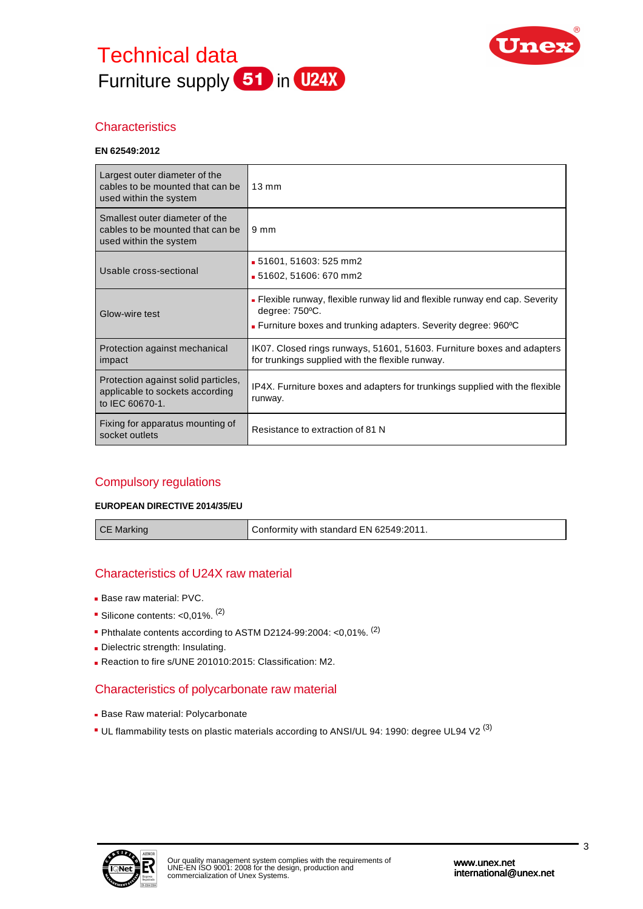# Technical data

Furniture supply 51 in U24X

## Characteristics

**EN 62549:2012**

| | |
|---|---|
| Largest outer diameter of the cables to be mounted that can be used within the system | 13 mm |
| Smallest outer diameter of the cables to be mounted that can be used within the system | 9 mm |
| Usable cross-sectional | ▪ 51601, 51603: 525 mm2<br>▪ 51602, 51606: 670 mm2 |
| Glow-wire test | ▪ Flexible runway, flexible runway lid and flexible runway end cap. Severity degree: 750ºC.<br>▪ Furniture boxes and trunking adapters. Severity degree: 960ºC |
| Protection against mechanical impact | IK07. Closed rings runways, 51601, 51603. Furniture boxes and adapters for trunkings supplied with the flexible runway. |
| Protection against solid particles, applicable to sockets according to IEC 60670-1. | IP4X. Furniture boxes and adapters for trunkings supplied with the flexible runway. |
| Fixing for apparatus mounting of socket outlets | Resistance to extraction of 81 N |

## Compulsory regulations

**EUROPEAN DIRECTIVE 2014/35/EU**

| | |
|---|---|
| CE Marking | Conformity with standard EN 62549:2011. |

## Characteristics of U24X raw material

- Base raw material: PVC.
- Silicone contents: <0,01%. (2)
- Phthalate contents according to ASTM D2124-99:2004: <0,01%. (2)
- Dielectric strength: Insulating.
- Reaction to fire s/UNE 201010:2015: Classification: M2.

## Characteristics of polycarbonate raw material

- Base Raw material: Polycarbonate
- UL flammability tests on plastic materials according to ANSI/UL 94: 1990: degree UL94 V2 (3)

Our quality management system complies with the requirements of UNE-EN ISO 9001: 2008 for the design, production and commercialization of Unex Systems.

www.unex.net
international@unex.net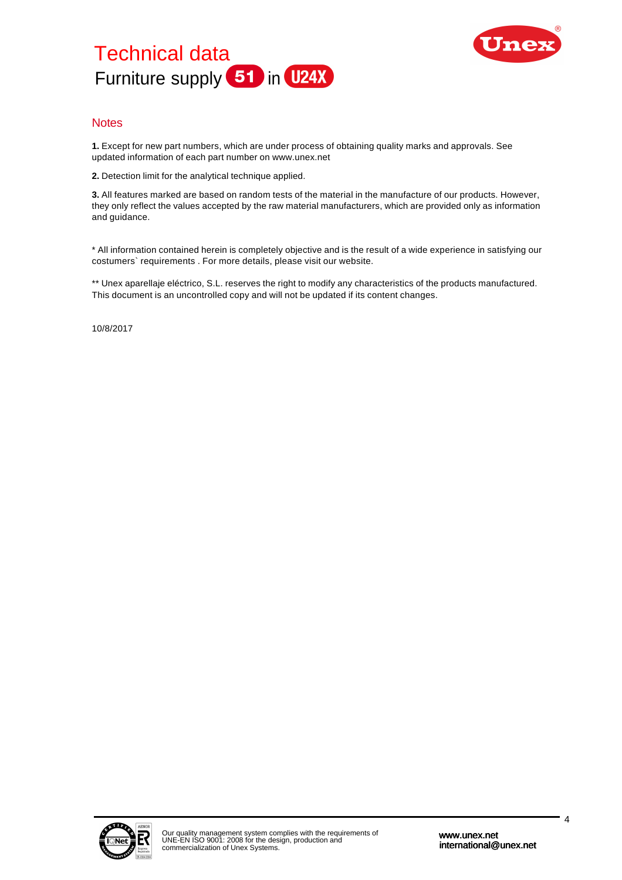# Technical data

Furniture supply 51 in U24X

## Notes

**1.** Except for new part numbers, which are under process of obtaining quality marks and approvals. See updated information of each part number on www.unex.net

**2.** Detection limit for the analytical technique applied.

**3.** All features marked are based on random tests of the material in the manufacture of our products. However, they only reflect the values accepted by the raw material manufacturers, which are provided only as information and guidance.

* All information contained herein is completely objective and is the result of a wide experience in satisfying our costumers` requirements . For more details, please visit our website.

** Unex aparellaje eléctrico, S.L. reserves the right to modify any characteristics of the products manufactured. This document is an uncontrolled copy and will not be updated if its content changes.

10/8/2017

Our quality management system complies with the requirements of UNE-EN ISO 9001: 2008 for the design, production and commercialization of Unex Systems.

www.unex.net
international@unex.net